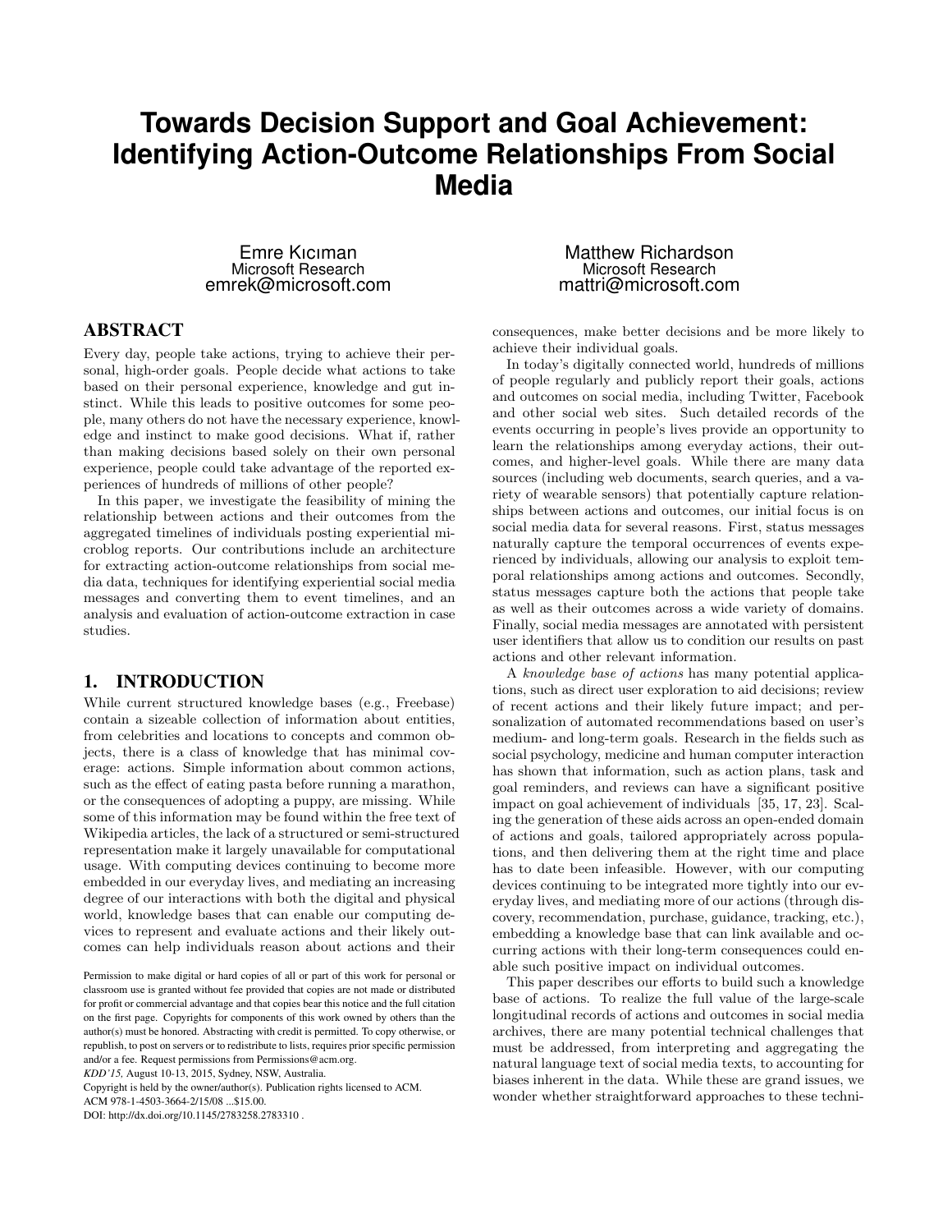# Towards Decision Support and Goal Achievement: Identifying Action-Outcome Relationships From Social Media

Emre Kıcıman
Microsoft Research
emrek@microsoft.com

Matthew Richardson
Microsoft Research
mattri@microsoft.com

## ABSTRACT

Every day, people take actions, trying to achieve their personal, high-order goals. People decide what actions to take based on their personal experience, knowledge and gut instinct. While this leads to positive outcomes for some people, many others do not have the necessary experience, knowledge and instinct to make good decisions. What if, rather than making decisions based solely on their own personal experience, people could take advantage of the reported experiences of hundreds of millions of other people?

In this paper, we investigate the feasibility of mining the relationship between actions and their outcomes from the aggregated timelines of individuals posting experiential microblog reports. Our contributions include an architecture for extracting action-outcome relationships from social media data, techniques for identifying experiential social media messages and converting them to event timelines, and an analysis and evaluation of action-outcome extraction in case studies.

## 1. INTRODUCTION

While current structured knowledge bases (e.g., Freebase) contain a sizeable collection of information about entities, from celebrities and locations to concepts and common objects, there is a class of knowledge that has minimal coverage: actions. Simple information about common actions, such as the effect of eating pasta before running a marathon, or the consequences of adopting a puppy, are missing. While some of this information may be found within the free text of Wikipedia articles, the lack of a structured or semi-structured representation make it largely unavailable for computational usage. With computing devices continuing to become more embedded in our everyday lives, and mediating an increasing degree of our interactions with both the digital and physical world, knowledge bases that can enable our computing devices to represent and evaluate actions and their likely outcomes can help individuals reason about actions and their consequences, make better decisions and be more likely to achieve their individual goals.

In today's digitally connected world, hundreds of millions of people regularly and publicly report their goals, actions and outcomes on social media, including Twitter, Facebook and other social web sites. Such detailed records of the events occurring in people's lives provide an opportunity to learn the relationships among everyday actions, their outcomes, and higher-level goals. While there are many data sources (including web documents, search queries, and a variety of wearable sensors) that potentially capture relationships between actions and outcomes, our initial focus is on social media data for several reasons. First, status messages naturally capture the temporal occurrences of events experienced by individuals, allowing our analysis to exploit temporal relationships among actions and outcomes. Secondly, status messages capture both the actions that people take as well as their outcomes across a wide variety of domains. Finally, social media messages are annotated with persistent user identifiers that allow us to condition our results on past actions and other relevant information.

A *knowledge base of actions* has many potential applications, such as direct user exploration to aid decisions; review of recent actions and their likely future impact; and personalization of automated recommendations based on user's medium- and long-term goals. Research in the fields such as social psychology, medicine and human computer interaction has shown that information, such as action plans, task and goal reminders, and reviews can have a significant positive impact on goal achievement of individuals [35, 17, 23]. Scaling the generation of these aids across an open-ended domain of actions and goals, tailored appropriately across populations, and then delivering them at the right time and place has to date been infeasible. However, with our computing devices continuing to be integrated more tightly into our everyday lives, and mediating more of our actions (through discovery, recommendation, purchase, guidance, tracking, etc.), embedding a knowledge base that can link available and occurring actions with their long-term consequences could enable such positive impact on individual outcomes.

This paper describes our efforts to build such a knowledge base of actions. To realize the full value of the large-scale longitudinal records of actions and outcomes in social media archives, there are many potential technical challenges that must be addressed, from interpreting and aggregating the natural language text of social media texts, to accounting for biases inherent in the data. While these are grand issues, we wonder whether straightforward approaches to these techni-

Permission to make digital or hard copies of all or part of this work for personal or classroom use is granted without fee provided that copies are not made or distributed for profit or commercial advantage and that copies bear this notice and the full citation on the first page. Copyrights for components of this work owned by others than the author(s) must be honored. Abstracting with credit is permitted. To copy otherwise, or republish, to post on servers or to redistribute to lists, requires prior specific permission and/or a fee. Request permissions from Permissions@acm.org.
*KDD'15,* August 10-13, 2015, Sydney, NSW, Australia.
Copyright is held by the owner/author(s). Publication rights licensed to ACM.
ACM 978-1-4503-3664-2/15/08 ...$15.00.
DOI: http://dx.doi.org/10.1145/2783258.2783310 .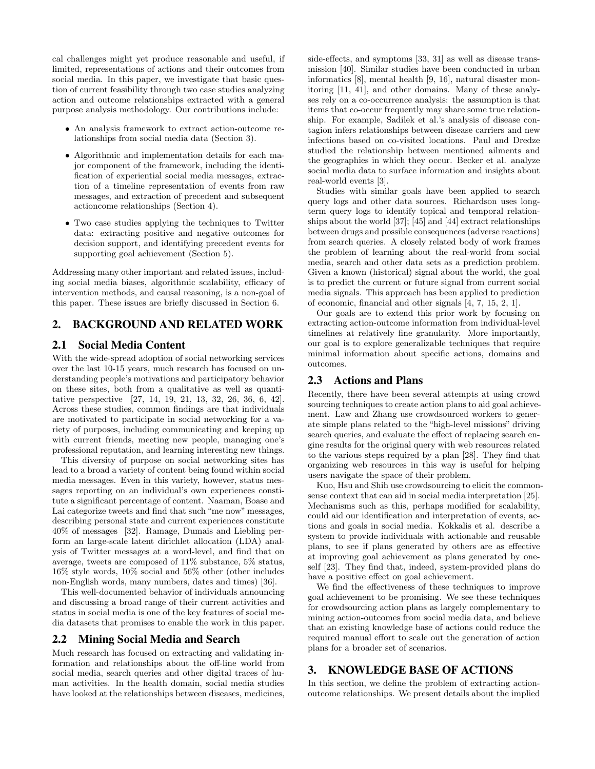cal challenges might yet produce reasonable and useful, if limited, representations of actions and their outcomes from social media. In this paper, we investigate that basic question of current feasibility through two case studies analyzing action and outcome relationships extracted with a general purpose analysis methodology. Our contributions include:

- An analysis framework to extract action-outcome relationships from social media data (Section 3).
- Algorithmic and implementation details for each major component of the framework, including the identification of experiential social media messages, extraction of a timeline representation of events from raw messages, and extraction of precedent and subsequent actioncome relationships (Section 4).
- Two case studies applying the techniques to Twitter data: extracting positive and negative outcomes for decision support, and identifying precedent events for supporting goal achievement (Section 5).

Addressing many other important and related issues, including social media biases, algorithmic scalability, efficacy of intervention methods, and causal reasoning, is a non-goal of this paper. These issues are briefly discussed in Section 6.

## 2. BACKGROUND AND RELATED WORK

### 2.1 Social Media Content

With the wide-spread adoption of social networking services over the last 10-15 years, much research has focused on understanding people's motivations and participatory behavior on these sites, both from a qualitative as well as quantitative perspective [27, 14, 19, 21, 13, 32, 26, 36, 6, 42]. Across these studies, common findings are that individuals are motivated to participate in social networking for a variety of purposes, including communicating and keeping up with current friends, meeting new people, managing one's professional reputation, and learning interesting new things.

This diversity of purpose on social networking sites has lead to a broad a variety of content being found within social media messages. Even in this variety, however, status messages reporting on an individual's own experiences constitute a significant percentage of content. Naaman, Boase and Lai categorize tweets and find that such "me now" messages, describing personal state and current experiences constitute 40% of messages [32]. Ramage, Dumais and Liebling perform an large-scale latent dirichlet allocation (LDA) analysis of Twitter messages at a word-level, and find that on average, tweets are composed of 11% substance, 5% status, 16% style words, 10% social and 56% other (other includes non-English words, many numbers, dates and times) [36].

This well-documented behavior of individuals announcing and discussing a broad range of their current activities and status in social media is one of the key features of social media datasets that promises to enable the work in this paper.

### 2.2 Mining Social Media and Search

Much research has focused on extracting and validating information and relationships about the off-line world from social media, search queries and other digital traces of human activities. In the health domain, social media studies have looked at the relationships between diseases, medicines, side-effects, and symptoms [33, 31] as well as disease transmission [40]. Similar studies have been conducted in urban informatics [8], mental health [9, 16], natural disaster monitoring [11, 41], and other domains. Many of these analyses rely on a co-occurrence analysis: the assumption is that items that co-occur frequently may share some true relationship. For example, Sadilek et al.'s analysis of disease contagion infers relationships between disease carriers and new infections based on co-visited locations. Paul and Dredze studied the relationship between mentioned ailments and the geographies in which they occur. Becker et al. analyze social media data to surface information and insights about real-world events [3].

Studies with similar goals have been applied to search query logs and other data sources. Richardson uses long-term query logs to identify topical and temporal relationships about the world [37]; [45] and [44] extract relationships between drugs and possible consequences (adverse reactions) from search queries. A closely related body of work frames the problem of learning about the real-world from social media, search and other data sets as a prediction problem. Given a known (historical) signal about the world, the goal is to predict the current or future signal from current social media signals. This approach has been applied to prediction of economic, financial and other signals [4, 7, 15, 2, 1].

Our goals are to extend this prior work by focusing on extracting action-outcome information from individual-level timelines at relatively fine granularity. More importantly, our goal is to explore generalizable techniques that require minimal information about specific actions, domains and outcomes.

### 2.3 Actions and Plans

Recently, there have been several attempts at using crowd sourcing techniques to create action plans to aid goal achievement. Law and Zhang use crowdsourced workers to generate simple plans related to the "high-level missions" driving search queries, and evaluate the effect of replacing search engine results for the original query with web resources related to the various steps required by a plan [28]. They find that organizing web resources in this way is useful for helping users navigate the space of their problem.

Kuo, Hsu and Shih use crowdsourcing to elicit the commonsense context that can aid in social media interpretation [25]. Mechanisms such as this, perhaps modified for scalability, could aid our identification and interpretation of events, actions and goals in social media. Kokkalis et al. describe a system to provide individuals with actionable and reusable plans, to see if plans generated by others are as effective at improving goal achievement as plans generated by oneself [23]. They find that, indeed, system-provided plans do have a positive effect on goal achievement.

We find the effectiveness of these techniques to improve goal achievement to be promising. We see these techniques for crowdsourcing action plans as largely complementary to mining action-outcomes from social media data, and believe that an existing knowledge base of actions could reduce the required manual effort to scale out the generation of action plans for a broader set of scenarios.

## 3. KNOWLEDGE BASE OF ACTIONS

In this section, we define the problem of extracting action-outcome relationships. We present details about the implied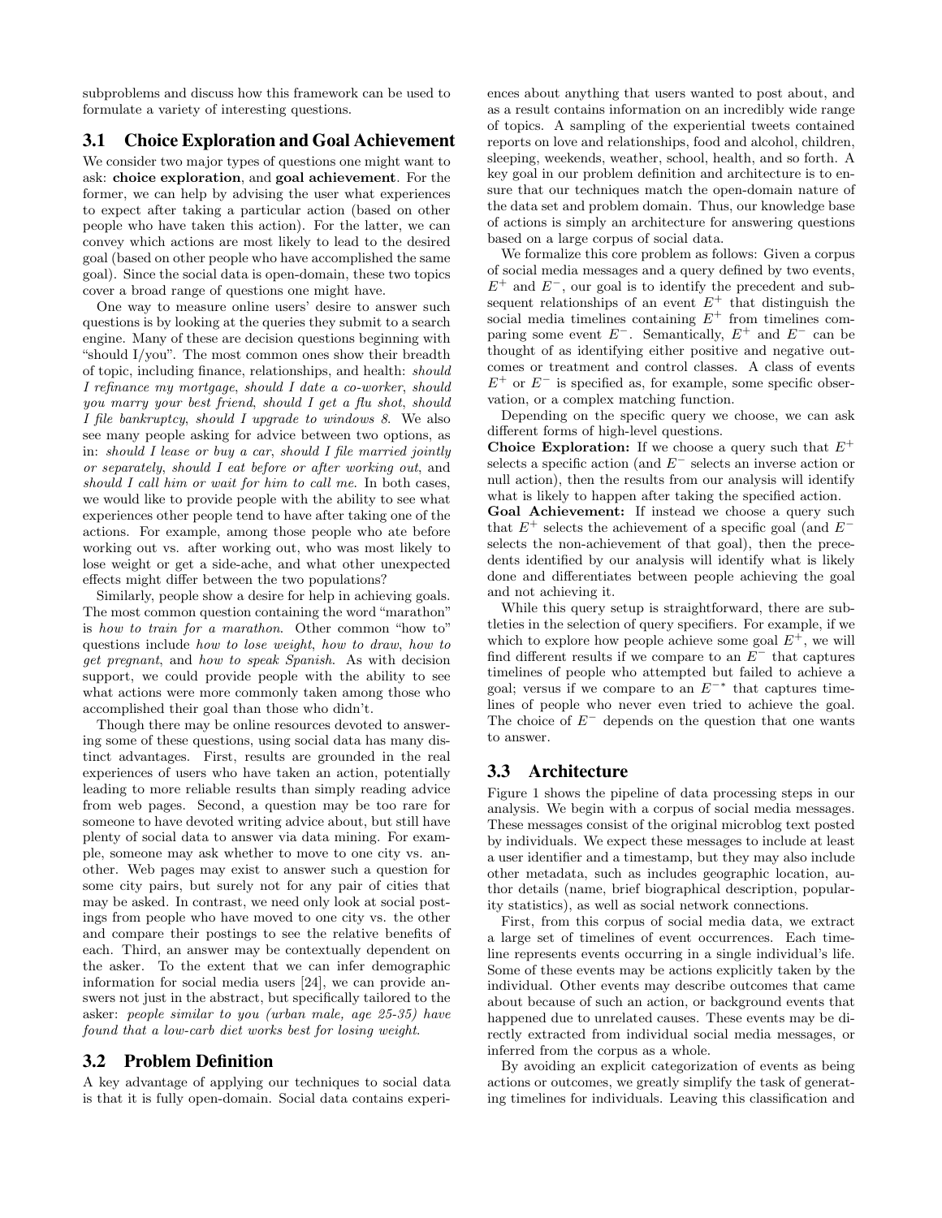subproblems and discuss how this framework can be used to formulate a variety of interesting questions.

### 3.1 Choice Exploration and Goal Achievement

We consider two major types of questions one might want to ask: **choice exploration**, and **goal achievement**. For the former, we can help by advising the user what experiences to expect after taking a particular action (based on other people who have taken this action). For the latter, we can convey which actions are most likely to lead to the desired goal (based on other people who have accomplished the same goal). Since the social data is open-domain, these two topics cover a broad range of questions one might have.

One way to measure online users' desire to answer such questions is by looking at the queries they submit to a search engine. Many of these are decision questions beginning with "should I/you". The most common ones show their breadth of topic, including finance, relationships, and health: *should I refinance my mortgage*, *should I date a co-worker*, *should you marry your best friend*, *should I get a flu shot*, *should I file bankruptcy*, *should I upgrade to windows 8*. We also see many people asking for advice between two options, as in: *should I lease or buy a car*, *should I file married jointly or separately*, *should I eat before or after working out*, and *should I call him or wait for him to call me*. In both cases, we would like to provide people with the ability to see what experiences other people tend to have after taking one of the actions. For example, among those people who ate before working out vs. after working out, who was most likely to lose weight or get a side-ache, and what other unexpected effects might differ between the two populations?

Similarly, people show a desire for help in achieving goals. The most common question containing the word "marathon" is *how to train for a marathon*. Other common "how to" questions include *how to lose weight*, *how to draw*, *how to get pregnant*, and *how to speak Spanish*. As with decision support, we could provide people with the ability to see what actions were more commonly taken among those who accomplished their goal than those who didn't.

Though there may be online resources devoted to answering some of these questions, using social data has many distinct advantages. First, results are grounded in the real experiences of users who have taken an action, potentially leading to more reliable results than simply reading advice from web pages. Second, a question may be too rare for someone to have devoted writing advice about, but still have plenty of social data to answer via data mining. For example, someone may ask whether to move to one city vs. another. Web pages may exist to answer such a question for some city pairs, but surely not for any pair of cities that may be asked. In contrast, we need only look at social postings from people who have moved to one city vs. the other and compare their postings to see the relative benefits of each. Third, an answer may be contextually dependent on the asker. To the extent that we can infer demographic information for social media users [24], we can provide answers not just in the abstract, but specifically tailored to the asker: *people similar to you (urban male, age 25-35) have found that a low-carb diet works best for losing weight*.

### 3.2 Problem Definition

A key advantage of applying our techniques to social data is that it is fully open-domain. Social data contains experiences about anything that users wanted to post about, and as a result contains information on an incredibly wide range of topics. A sampling of the experiential tweets contained reports on love and relationships, food and alcohol, children, sleeping, weekends, weather, school, health, and so forth. A key goal in our problem definition and architecture is to ensure that our techniques match the open-domain nature of the data set and problem domain. Thus, our knowledge base of actions is simply an architecture for answering questions based on a large corpus of social data.

We formalize this core problem as follows: Given a corpus of social media messages and a query defined by two events, $E^+$ and $E^-$, our goal is to identify the precedent and subsequent relationships of an event $E^+$ that distinguish the social media timelines containing $E^+$ from timelines comparing some event $E^-$. Semantically, $E^+$ and $E^-$ can be thought of as identifying either positive and negative outcomes or treatment and control classes. A class of events $E^+$ or $E^-$ is specified as, for example, some specific observation, or a complex matching function.

Depending on the specific query we choose, we can ask different forms of high-level questions.

**Choice Exploration:** If we choose a query such that $E^+$ selects a specific action (and $E^-$ selects an inverse action or null action), then the results from our analysis will identify what is likely to happen after taking the specified action.

**Goal Achievement:** If instead we choose a query such that $E^+$ selects the achievement of a specific goal (and $E^-$ selects the non-achievement of that goal), then the precedents identified by our analysis will identify what is likely done and differentiates between people achieving the goal and not achieving it.

While this query setup is straightforward, there are subtleties in the selection of query specifiers. For example, if we which to explore how people achieve some goal $E^+$, we will find different results if we compare to an $E^-$ that captures timelines of people who attempted but failed to achieve a goal; versus if we compare to an $E^{-*}$ that captures timelines of people who never even tried to achieve the goal. The choice of $E^-$ depends on the question that one wants to answer.

### 3.3 Architecture

Figure 1 shows the pipeline of data processing steps in our analysis. We begin with a corpus of social media messages. These messages consist of the original microblog text posted by individuals. We expect these messages to include at least a user identifier and a timestamp, but they may also include other metadata, such as includes geographic location, author details (name, brief biographical description, popularity statistics), as well as social network connections.

First, from this corpus of social media data, we extract a large set of timelines of event occurrences. Each timeline represents events occurring in a single individual's life. Some of these events may be actions explicitly taken by the individual. Other events may describe outcomes that came about because of such an action, or background events that happened due to unrelated causes. These events may be directly extracted from individual social media messages, or inferred from the corpus as a whole.

By avoiding an explicit categorization of events as being actions or outcomes, we greatly simplify the task of generating timelines for individuals. Leaving this classification and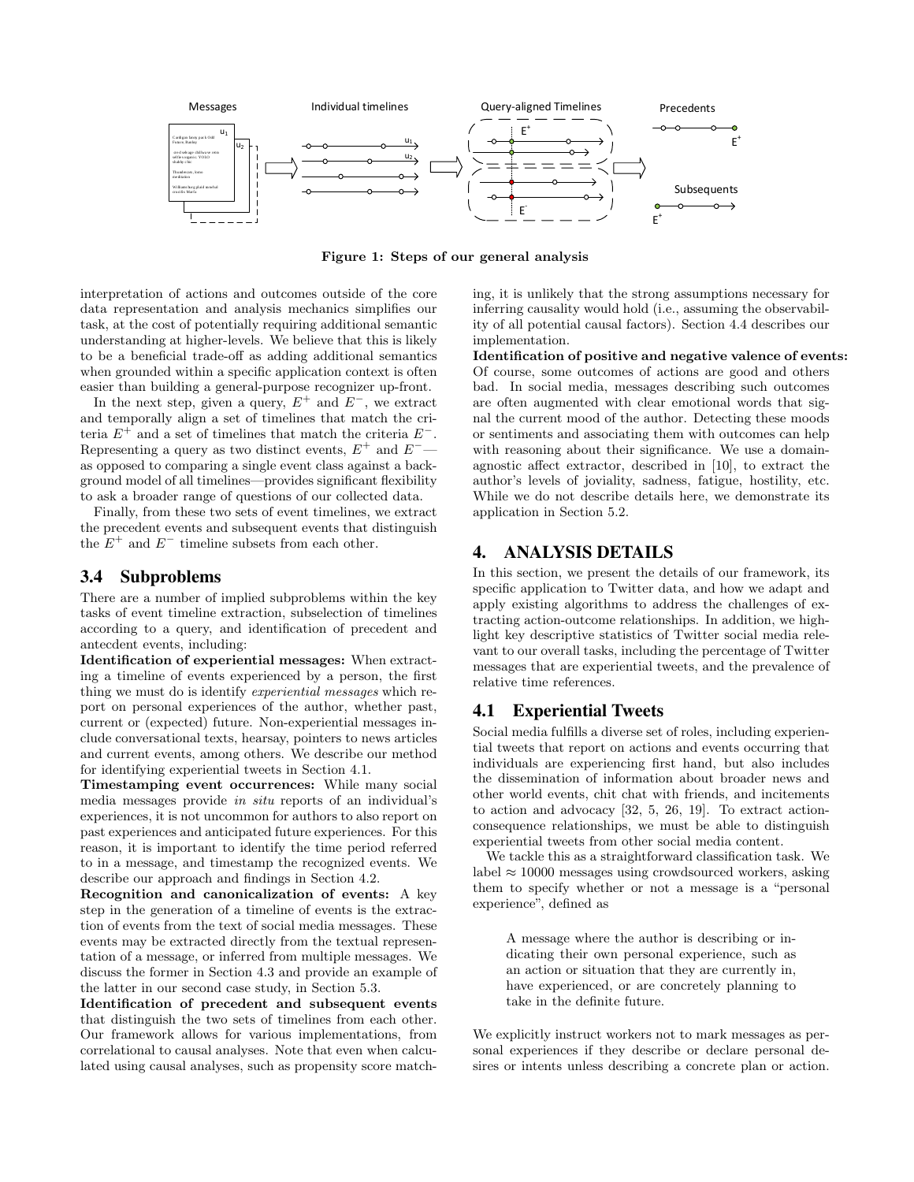Figure 1: Steps of our general analysis

interpretation of actions and outcomes outside of the core data representation and analysis mechanics simplifies our task, at the cost of potentially requiring additional semantic understanding at higher-levels. We believe that this is likely to be a beneficial trade-off as adding additional semantics when grounded within a specific application context is often easier than building a general-purpose recognizer up-front.

In the next step, given a query, $E^+$ and $E^-$, we extract and temporally align a set of timelines that match the criteria $E^+$ and a set of timelines that match the criteria $E^-$. Representing a query as two distinct events, $E^+$ and $E^-$—as opposed to comparing a single event class against a background model of all timelines—provides significant flexibility to ask a broader range of questions of our collected data.

Finally, from these two sets of event timelines, we extract the precedent events and subsequent events that distinguish the $E^+$ and $E^-$ timeline subsets from each other.

## 3.4 Subproblems

There are a number of implied subproblems within the key tasks of event timeline extraction, subselection of timelines according to a query, and identification of precedent and antecdent events, including:

**Identification of experiential messages:** When extracting a timeline of events experienced by a person, the first thing we must do is identify *experiential messages* which report on personal experiences of the author, whether past, current or (expected) future. Non-experiential messages include conversational texts, hearsay, pointers to news articles and current events, among others. We describe our method for identifying experiential tweets in Section 4.1.

**Timestamping event occurrences:** While many social media messages provide *in situ* reports of an individual's experiences, it is not uncommon for authors to also report on past experiences and anticipated future experiences. For this reason, it is important to identify the time period referred to in a message, and timestamp the recognized events. We describe our approach and findings in Section 4.2.

**Recognition and canonicalization of events:** A key step in the generation of a timeline of events is the extraction of events from the text of social media messages. These events may be extracted directly from the textual representation of a message, or inferred from multiple messages. We discuss the former in Section 4.3 and provide an example of the latter in our second case study, in Section 5.3.

**Identification of precedent and subsequent events** that distinguish the two sets of timelines from each other. Our framework allows for various implementations, from correlational to causal analyses. Note that even when calculated using causal analyses, such as propensity score matching, it is unlikely that the strong assumptions necessary for inferring causality would hold (i.e., assuming the observability of all potential causal factors). Section 4.4 describes our implementation.

**Identification of positive and negative valence of events:** Of course, some outcomes of actions are good and others bad. In social media, messages describing such outcomes are often augmented with clear emotional words that signal the current mood of the author. Detecting these moods or sentiments and associating them with outcomes can help with reasoning about their significance. We use a domain-agnostic affect extractor, described in [10], to extract the author's levels of joviality, sadness, fatigue, hostility, etc. While we do not describe details here, we demonstrate its application in Section 5.2.

# 4. ANALYSIS DETAILS

In this section, we present the details of our framework, its specific application to Twitter data, and how we adapt and apply existing algorithms to address the challenges of extracting action-outcome relationships. In addition, we highlight key descriptive statistics of Twitter social media relevant to our overall tasks, including the percentage of Twitter messages that are experiential tweets, and the prevalence of relative time references.

## 4.1 Experiential Tweets

Social media fulfills a diverse set of roles, including experiential tweets that report on actions and events occurring that individuals are experiencing first hand, but also includes the dissemination of information about broader news and other world events, chit chat with friends, and incitements to action and advocacy [32, 5, 26, 19]. To extract action-consequence relationships, we must be able to distinguish experiential tweets from other social media content.

We tackle this as a straightforward classification task. We label $\approx 10000$ messages using crowdsourced workers, asking them to specify whether or not a message is a "personal experience", defined as

> A message where the author is describing or indicating their own personal experience, such as an action or situation that they are currently in, have experienced, or are concretely planning to take in the definite future.

We explicitly instruct workers not to mark messages as personal experiences if they describe or declare personal desires or intents unless describing a concrete plan or action.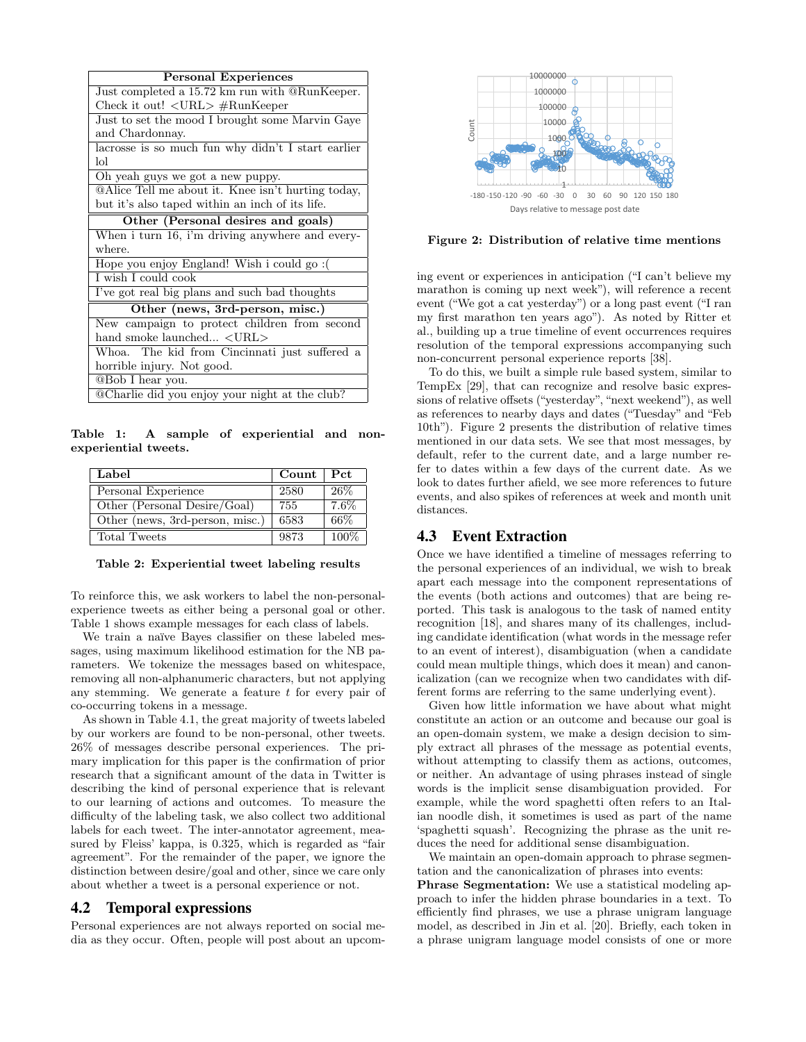| Personal Experiences |
|---|
| Just completed a 15.72 km run with @RunKeeper. Check it out! <URL> #RunKeeper |
| Just to set the mood I brought some Marvin Gaye and Chardonnay. |
| lacrosse is so much fun why didn't I start earlier lol |
| Oh yeah guys we got a new puppy. |
| @Alice Tell me about it. Knee isn't hurting today, but it's also taped within an inch of its life. |
| **Other (Personal desires and goals)** |
| When i turn 16, i'm driving anywhere and everywhere. |
| Hope you enjoy England! Wish i could go :( |
| I wish I could cook |
| I've got real big plans and such bad thoughts |
| **Other (news, 3rd-person, misc.)** |
| New campaign to protect children from second hand smoke launched... <URL> |
| Whoa. The kid from Cincinnati just suffered a horrible injury. Not good. |
| @Bob I hear you. |
| @Charlie did you enjoy your night at the club? |

**Table 1: A sample of experiential and non-experiential tweets.**

| Label | Count | Pct |
|---|---|---|
| Personal Experience | 2580 | 26% |
| Other (Personal Desire/Goal) | 755 | 7.6% |
| Other (news, 3rd-person, misc.) | 6583 | 66% |
| Total Tweets | 9873 | 100% |

**Table 2: Experiential tweet labeling results**

To reinforce this, we ask workers to label the non-personal-experience tweets as either being a personal goal or other. Table 1 shows example messages for each class of labels.

We train a naïve Bayes classifier on these labeled messages, using maximum likelihood estimation for the NB parameters. We tokenize the messages based on whitespace, removing all non-alphanumeric characters, but not applying any stemming. We generate a feature $t$ for every pair of co-occurring tokens in a message.

As shown in Table 4.1, the great majority of tweets labeled by our workers are found to be non-personal, other tweets. 26% of messages describe personal experiences. The primary implication for this paper is the confirmation of prior research that a significant amount of the data in Twitter is describing the kind of personal experience that is relevant to our learning of actions and outcomes. To measure the difficulty of the labeling task, we also collect two additional labels for each tweet. The inter-annotator agreement, measured by Fleiss' kappa, is 0.325, which is regarded as "fair agreement". For the remainder of the paper, we ignore the distinction between desire/goal and other, since we care only about whether a tweet is a personal experience or not.

## 4.2 Temporal expressions

Personal experiences are not always reported on social media as they occur. Often, people will post about an upcoming event or experiences in anticipation ("I can't believe my marathon is coming up next week"), will reference a recent event ("We got a cat yesterday") or a long past event ("I ran my first marathon ten years ago"). As noted by Ritter et al., building up a true timeline of event occurrences requires resolution of the temporal expressions accompanying such non-concurrent personal experience reports [38].

To do this, we built a simple rule based system, similar to TempEx [29], that can recognize and resolve basic expressions of relative offsets ("yesterday", "next weekend"), as well as references to nearby days and dates ("Tuesday" and "Feb 10th"). Figure 2 presents the distribution of relative times mentioned in our data sets. We see that most messages, by default, refer to the current date, and a large number refer to dates within a few days of the current date. As we look to dates further afield, we see more references to future events, and also spikes of references at week and month unit distances.

**Figure 2: Distribution of relative time mentions**

## 4.3 Event Extraction

Once we have identified a timeline of messages referring to the personal experiences of an individual, we wish to break apart each message into the component representations of the events (both actions and outcomes) that are being reported. This task is analogous to the task of named entity recognition [18], and shares many of its challenges, including candidate identification (what words in the message refer to an event of interest), disambiguation (when a candidate could mean multiple things, which does it mean) and canonicalization (can we recognize when two candidates with different forms are referring to the same underlying event).

Given how little information we have about what might constitute an action or an outcome and because our goal is an open-domain system, we make a design decision to simply extract all phrases of the message as potential events, without attempting to classify them as actions, outcomes, or neither. An advantage of using phrases instead of single words is the implicit sense disambiguation provided. For example, while the word spaghetti often refers to an Italian noodle dish, it sometimes is used as part of the name 'spaghetti squash'. Recognizing the phrase as the unit reduces the need for additional sense disambiguation.

We maintain an open-domain approach to phrase segmentation and the canonicalization of phrases into events:

**Phrase Segmentation:** We use a statistical modeling approach to infer the hidden phrase boundaries in a text. To efficiently find phrases, we use a phrase unigram language model, as described in Jin et al. [20]. Briefly, each token in a phrase unigram language model consists of one or more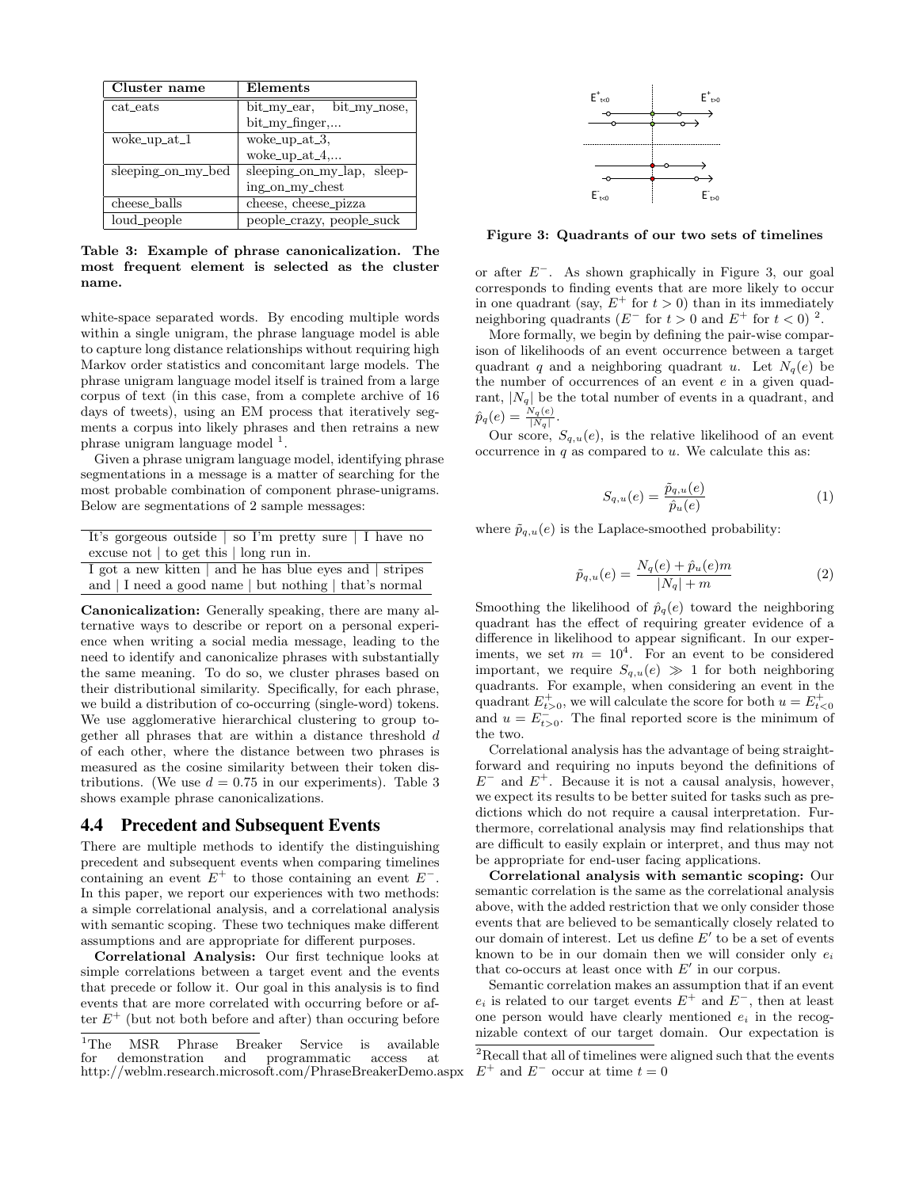| Cluster name | Elements |
|---|---|
| cat_eats | bit_my_ear, bit_my_nose, bit_my_finger,... |
| woke_up_at_1 | woke_up_at_3, woke_up_at_4,... |
| sleeping_on_my_bed | sleeping_on_my_lap, sleeping_on_my_chest |
| cheese_balls | cheese, cheese_pizza |
| loud_people | people_crazy, people_suck |

**Table 3: Example of phrase canonicalization. The most frequent element is selected as the cluster name.**

white-space separated words. By encoding multiple words within a single unigram, the phrase language model is able to capture long distance relationships without requiring high Markov order statistics and concomitant large models. The phrase unigram language model itself is trained from a large corpus of text (in this case, from a complete archive of 16 days of tweets), using an EM process that iteratively segments a corpus into likely phrases and then retrains a new phrase unigram language model [1].

Given a phrase unigram language model, identifying phrase segmentations in a message is a matter of searching for the most probable combination of component phrase-unigrams. Below are segmentations of 2 sample messages:

| It's gorgeous outside \| so I'm pretty sure \| I have no excuse not \| to get this \| long run in. |
|---|
| I got a new kitten \| and he has blue eyes and \| stripes and \| I need a good name \| but nothing \| that's normal |

**Canonicalization:** Generally speaking, there are many alternative ways to describe or report on a personal experience when writing a social media message, leading to the need to identify and canonicalize phrases with substantially the same meaning. To do so, we cluster phrases based on their distributional similarity. Specifically, for each phrase, we build a distribution of co-occurring (single-word) tokens. We use agglomerative hierarchical clustering to group together all phrases that are within a distance threshold $d$ of each other, where the distance between two phrases is measured as the cosine similarity between their token distributions. (We use $d = 0.75$ in our experiments). Table 3 shows example phrase canonicalizations.

## 4.4 Precedent and Subsequent Events

There are multiple methods to identify the distinguishing precedent and subsequent events when comparing timelines containing an event $E^+$ to those containing an event $E^-$. In this paper, we report our experiences with two methods: a simple correlational analysis, and a correlational analysis with semantic scoping. These two techniques make different assumptions and are appropriate for different purposes.

**Correlational Analysis:** Our first technique looks at simple correlations between a target event and the events that precede or follow it. Our goal in this analysis is to find events that are more correlated with occurring before or after $E^+$ (but not both before and after) than occuring before or after $E^-$. As shown graphically in Figure 3, our goal corresponds to finding events that are more likely to occur in one quadrant (say, $E^+$ for $t > 0$) than in its immediately neighboring quadrants ($E^-$ for $t > 0$ and $E^+$ for $t < 0$) [2].

**Figure 3: Quadrants of our two sets of timelines**

More formally, we begin by defining the pair-wise comparison of likelihoods of an event occurrence between a target quadrant $q$ and a neighboring quadrant $u$. Let $N_q(e)$ be the number of occurrences of an event $e$ in a given quadrant, $|N_q|$ be the total number of events in a quadrant, and $\hat{p}_q(e) = \frac{N_q(e)}{|N_q|}$.

Our score, $S_{q,u}(e)$, is the relative likelihood of an event occurrence in $q$ as compared to $u$. We calculate this as:

$$S_{q,u}(e) = \frac{\tilde{p}_{q,u}(e)}{\hat{p}_u(e)} \tag{1}$$

where $\tilde{p}_{q,u}(e)$ is the Laplace-smoothed probability:

$$\tilde{p}_{q,u}(e) = \frac{N_q(e) + \hat{p}_u(e)m}{|N_q| + m} \tag{2}$$

Smoothing the likelihood of $\hat{p}_q(e)$ toward the neighboring quadrant has the effect of requiring greater evidence of a difference in likelihood to appear significant. In our experiments, we set $m = 10^4$. For an event to be considered important, we require $S_{q,u}(e) \gg 1$ for both neighboring quadrants. For example, when considering an event in the quadrant $E^+_{t>0}$, we will calculate the score for both $u = E^+_{t<0}$ and $u = E^-_{t>0}$. The final reported score is the minimum of the two.

Correlational analysis has the advantage of being straightforward and requiring no inputs beyond the definitions of $E^-$ and $E^+$. Because it is not a causal analysis, however, we expect its results to be better suited for tasks such as predictions which do not require a causal interpretation. Furthermore, correlational analysis may find relationships that are difficult to easily explain or interpret, and thus may not be appropriate for end-user facing applications.

**Correlational analysis with semantic scoping:** Our semantic correlation is the same as the correlational analysis above, with the added restriction that we only consider those events that are believed to be semantically closely related to our domain of interest. Let us define $E'$ to be a set of events known to be in our domain then we will consider only $e_i$ that co-occurs at least once with $E'$ in our corpus.

Semantic correlation makes an assumption that if an event $e_i$ is related to our target events $E^+$ and $E^-$, then at least one person would have clearly mentioned $e_i$ in the recognizable context of our target domain. Our expectation is

[1] The MSR Phrase Breaker Service is available for demonstration and programmatic access at http://weblm.research.microsoft.com/PhraseBreakerDemo.aspx

[2] Recall that all of timelines were aligned such that the events $E^+$ and $E^-$ occur at time $t = 0$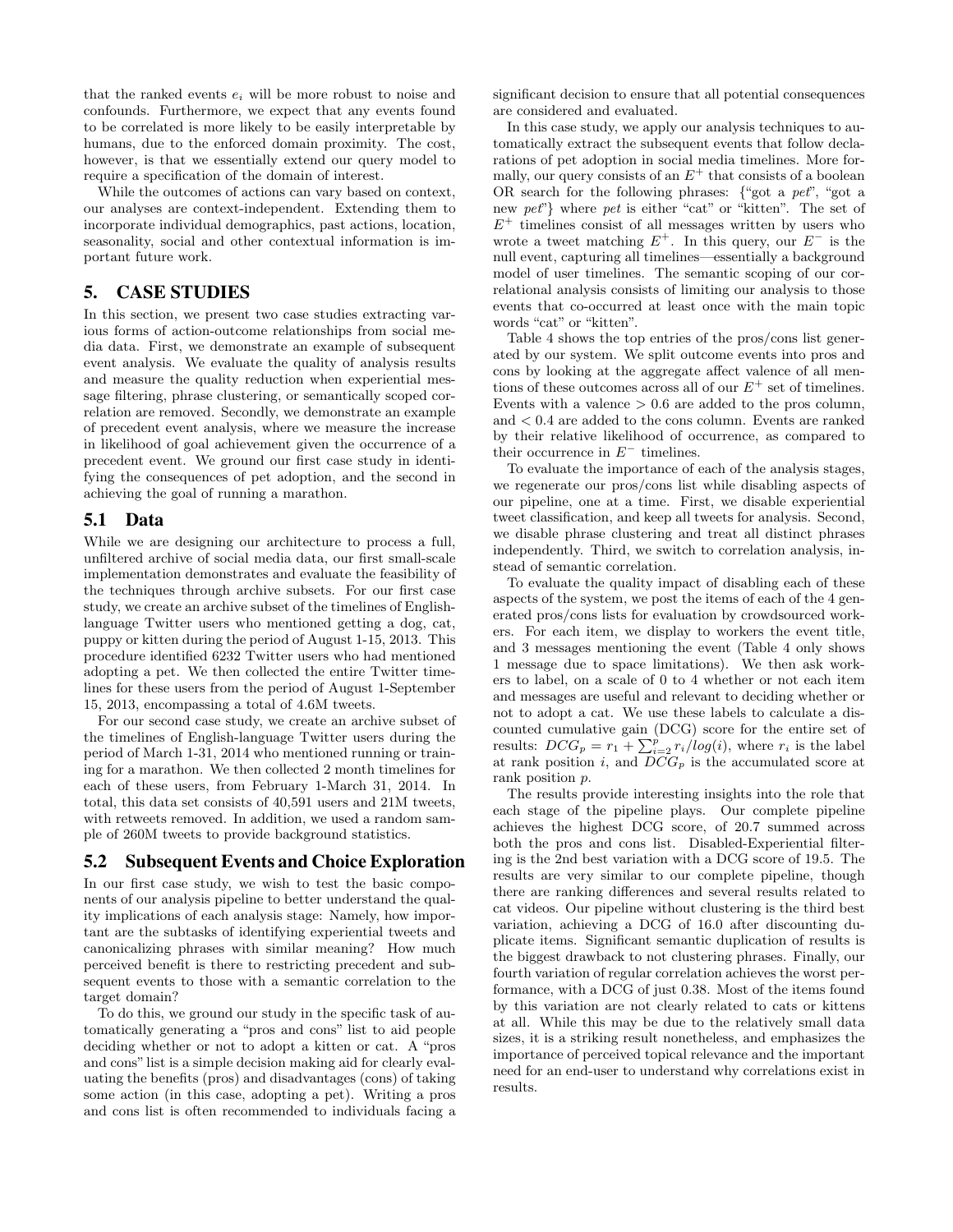that the ranked events $e_i$ will be more robust to noise and confounds. Furthermore, we expect that any events found to be correlated is more likely to be easily interpretable by humans, due to the enforced domain proximity. The cost, however, is that we essentially extend our query model to require a specification of the domain of interest.

While the outcomes of actions can vary based on context, our analyses are context-independent. Extending them to incorporate individual demographics, past actions, location, seasonality, social and other contextual information is important future work.

## 5. CASE STUDIES

In this section, we present two case studies extracting various forms of action-outcome relationships from social media data. First, we demonstrate an example of subsequent event analysis. We evaluate the quality of analysis results and measure the quality reduction when experiential message filtering, phrase clustering, or semantically scoped correlation are removed. Secondly, we demonstrate an example of precedent event analysis, where we measure the increase in likelihood of goal achievement given the occurrence of a precedent event. We ground our first case study in identifying the consequences of pet adoption, and the second in achieving the goal of running a marathon.

### 5.1 Data

While we are designing our architecture to process a full, unfiltered archive of social media data, our first small-scale implementation demonstrates and evaluate the feasibility of the techniques through archive subsets. For our first case study, we create an archive subset of the timelines of English-language Twitter users who mentioned getting a dog, cat, puppy or kitten during the period of August 1-15, 2013. This procedure identified 6232 Twitter users who had mentioned adopting a pet. We then collected the entire Twitter timelines for these users from the period of August 1-September 15, 2013, encompassing a total of 4.6M tweets.

For our second case study, we create an archive subset of the timelines of English-language Twitter users during the period of March 1-31, 2014 who mentioned running or training for a marathon. We then collected 2 month timelines for each of these users, from February 1-March 31, 2014. In total, this data set consists of 40,591 users and 21M tweets, with retweets removed. In addition, we used a random sample of 260M tweets to provide background statistics.

### 5.2 Subsequent Events and Choice Exploration

In our first case study, we wish to test the basic components of our analysis pipeline to better understand the quality implications of each analysis stage: Namely, how important are the subtasks of identifying experiential tweets and canonicalizing phrases with similar meaning? How much perceived benefit is there to restricting precedent and subsequent events to those with a semantic correlation to the target domain?

To do this, we ground our study in the specific task of automatically generating a "pros and cons" list to aid people deciding whether or not to adopt a kitten or cat. A "pros and cons" list is a simple decision making aid for clearly evaluating the benefits (pros) and disadvantages (cons) of taking some action (in this case, adopting a pet). Writing a pros and cons list is often recommended to individuals facing a significant decision to ensure that all potential consequences are considered and evaluated.

In this case study, we apply our analysis techniques to automatically extract the subsequent events that follow declarations of pet adoption in social media timelines. More formally, our query consists of an $E^+$ that consists of a boolean OR search for the following phrases: {"got a *pet*", "got a new *pet*"} where *pet* is either "cat" or "kitten". The set of $E^+$ timelines consist of all messages written by users who wrote a tweet matching $E^+$. In this query, our $E^-$ is the null event, capturing all timelines—essentially a background model of user timelines. The semantic scoping of our correlational analysis consists of limiting our analysis to those events that co-occurred at least once with the main topic words "cat" or "kitten".

Table 4 shows the top entries of the pros/cons list generated by our system. We split outcome events into pros and cons by looking at the aggregate affect valence of all mentions of these outcomes across all of our $E^+$ set of timelines. Events with a valence $> 0.6$ are added to the pros column, and $< 0.4$ are added to the cons column. Events are ranked by their relative likelihood of occurrence, as compared to their occurrence in $E^-$ timelines.

To evaluate the importance of each of the analysis stages, we regenerate our pros/cons list while disabling aspects of our pipeline, one at a time. First, we disable experiential tweet classification, and keep all tweets for analysis. Second, we disable phrase clustering and treat all distinct phrases independently. Third, we switch to correlation analysis, instead of semantic correlation.

To evaluate the quality impact of disabling each of these aspects of the system, we post the items of each of the 4 generated pros/cons lists for evaluation by crowdsourced workers. For each item, we display to workers the event title, and 3 messages mentioning the event (Table 4 only shows 1 message due to space limitations). We then ask workers to label, on a scale of 0 to 4 whether or not each item and messages are useful and relevant to deciding whether or not to adopt a cat. We use these labels to calculate a discounted cumulative gain (DCG) score for the entire set of results: $DCG_p = r_1 + \sum_{i=2}^{p} r_i/log(i)$, where $r_i$ is the label at rank position $i$, and $DCG_p$ is the accumulated score at rank position $p$.

The results provide interesting insights into the role that each stage of the pipeline plays. Our complete pipeline achieves the highest DCG score, of 20.7 summed across both the pros and cons list. Disabled-Experiential filtering is the 2nd best variation with a DCG score of 19.5. The results are very similar to our complete pipeline, though there are ranking differences and several results related to cat videos. Our pipeline without clustering is the third best variation, achieving a DCG of 16.0 after discounting duplicate items. Significant semantic duplication of results is the biggest drawback to not clustering phrases. Finally, our fourth variation of regular correlation achieves the worst performance, with a DCG of just 0.38. Most of the items found by this variation are not clearly related to cats or kittens at all. While this may be due to the relatively small data sizes, it is a striking result nonetheless, and emphasizes the importance of perceived topical relevance and the important need for an end-user to understand why correlations exist in results.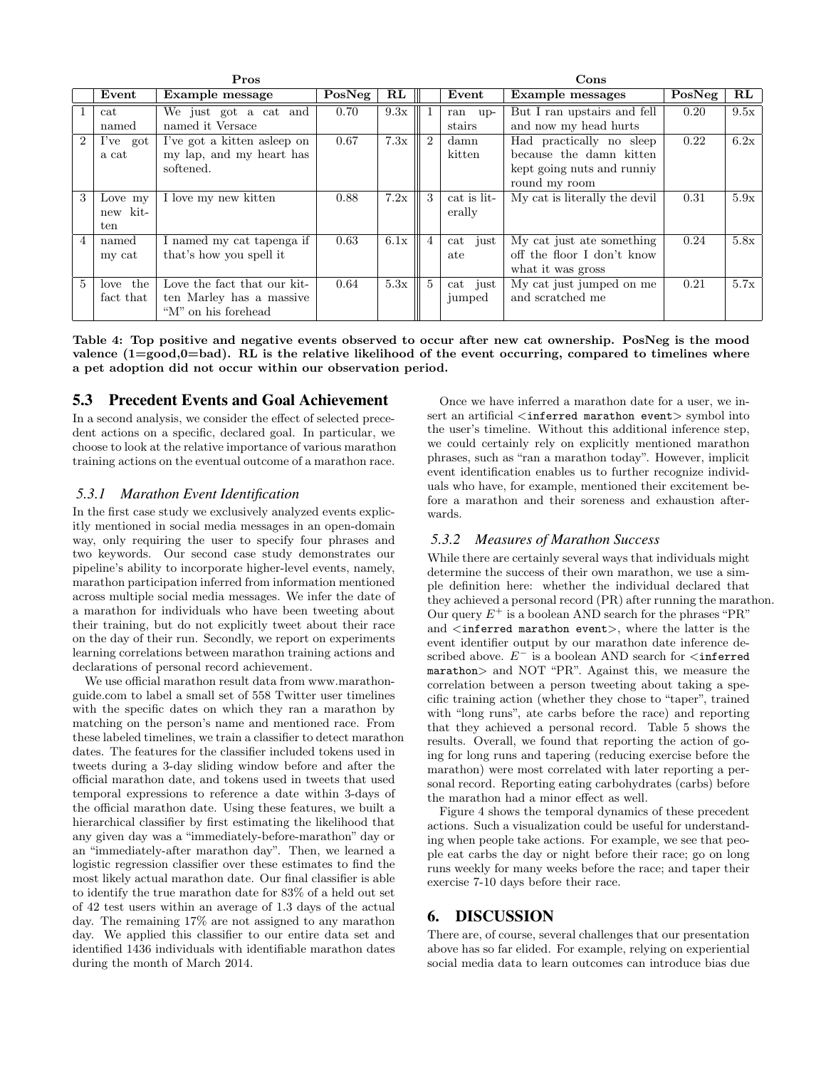| | Pros | | | | | Cons | | | |
|---|---|---|---|---|---|---|---|---|---|
| | **Event** | **Example message** | **PosNeg** | **RL** | | **Event** | **Example messages** | **PosNeg** | **RL** |
| 1 | cat named | We just got a cat and named it Versace | 0.70 | 9.3x | 1 | ran upstairs | But I ran upstairs and fell and now my head hurts | 0.20 | 9.5x |
| 2 | I've got a cat | I've got a kitten asleep on my lap, and my heart has softened. | 0.67 | 7.3x | 2 | damn kitten | Had practically no sleep because the damn kitten kept going nuts and runniy round my room | 0.22 | 6.2x |
| 3 | Love my new kitten | I love my new kitten | 0.88 | 7.2x | 3 | cat is literally | My cat is literally the devil | 0.31 | 5.9x |
| 4 | named my cat | I named my cat tapenga if that's how you spell it | 0.63 | 6.1x | 4 | cat just ate | My cat just ate something off the floor I don't know what it was gross | 0.24 | 5.8x |
| 5 | love the fact that | Love the fact that our kitten Marley has a massive "M" on his forehead | 0.64 | 5.3x | 5 | cat just jumped | My cat just jumped on me and scratched me | 0.21 | 5.7x |

**Table 4: Top positive and negative events observed to occur after new cat ownership. PosNeg is the mood valence (1=good,0=bad). RL is the relative likelihood of the event occurring, compared to timelines where a pet adoption did not occur within our observation period.**

## 5.3 Precedent Events and Goal Achievement

In a second analysis, we consider the effect of selected precedent actions on a specific, declared goal. In particular, we choose to look at the relative importance of various marathon training actions on the eventual outcome of a marathon race.

### 5.3.1 Marathon Event Identification

In the first case study we exclusively analyzed events explicitly mentioned in social media messages in an open-domain way, only requiring the user to specify four phrases and two keywords. Our second case study demonstrates our pipeline's ability to incorporate higher-level events, namely, marathon participation inferred from information mentioned across multiple social media messages. We infer the date of a marathon for individuals who have been tweeting about their training, but do not explicitly tweet about their race on the day of their run. Secondly, we report on experiments learning correlations between marathon training actions and declarations of personal record achievement.

We use official marathon result data from www.marathonguide.com to label a small set of 558 Twitter user timelines with the specific dates on which they ran a marathon by matching on the person's name and mentioned race. From these labeled timelines, we train a classifier to detect marathon dates. The features for the classifier included tokens used in tweets during a 3-day sliding window before and after the official marathon date, and tokens used in tweets that used temporal expressions to reference a date within 3-days of the official marathon date. Using these features, we built a hierarchical classifier by first estimating the likelihood that any given day was a "immediately-before-marathon" day or an "immediately-after marathon day". Then, we learned a logistic regression classifier over these estimates to find the most likely actual marathon date. Our final classifier is able to identify the true marathon date for 83% of a held out set of 42 test users within an average of 1.3 days of the actual day. The remaining 17% are not assigned to any marathon day. We applied this classifier to our entire data set and identified 1436 individuals with identifiable marathon dates during the month of March 2014.

Once we have inferred a marathon date for a user, we insert an artificial `<inferred marathon event>` symbol into the user's timeline. Without this additional inference step, we could certainly rely on explicitly mentioned marathon phrases, such as "ran a marathon today". However, implicit event identification enables us to further recognize individuals who have, for example, mentioned their excitement before a marathon and their soreness and exhaustion afterwards.

### 5.3.2 Measures of Marathon Success

While there are certainly several ways that individuals might determine the success of their own marathon, we use a simple definition here: whether the individual declared that they achieved a personal record (PR) after running the marathon. Our query $E^+$ is a boolean AND search for the phrases "PR" and `<inferred marathon event>`, where the latter is the event identifier output by our marathon date inference described above. $E^-$ is a boolean AND search for `<inferred marathon>` and NOT "PR". Against this, we measure the correlation between a person tweeting about taking a specific training action (whether they chose to "taper", trained with "long runs", ate carbs before the race) and reporting that they achieved a personal record. Table 5 shows the results. Overall, we found that reporting the action of going for long runs and tapering (reducing exercise before the marathon) were most correlated with later reporting a personal record. Reporting eating carbohydrates (carbs) before the marathon had a minor effect as well.

Figure 4 shows the temporal dynamics of these precedent actions. Such a visualization could be useful for understanding when people take actions. For example, we see that people eat carbs the day or night before their race; go on long runs weekly for many weeks before the race; and taper their exercise 7-10 days before their race.

## 6. DISCUSSION

There are, of course, several challenges that our presentation above has so far elided. For example, relying on experiential social media data to learn outcomes can introduce bias due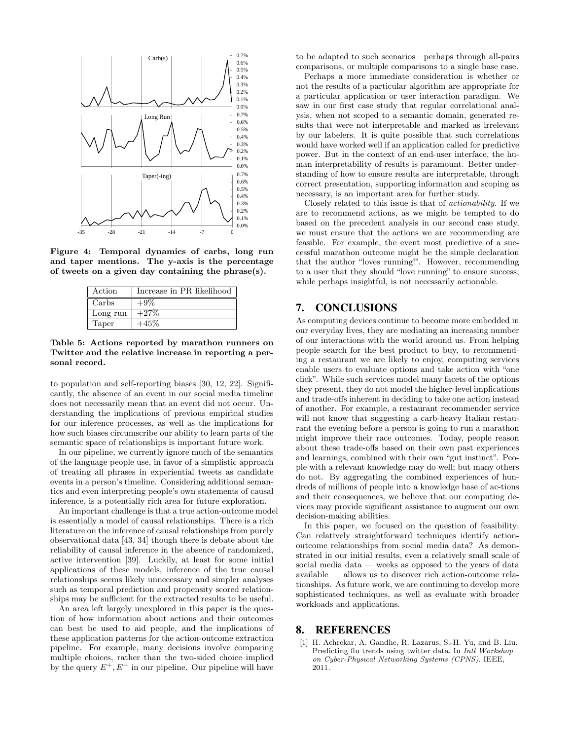Figure 4: Temporal dynamics of carbs, long run and taper mentions. The y-axis is the percentage of tweets on a given day containing the phrase(s).

| Action | Increase in PR likelihood |
|---|---|
| Carbs | +9% |
| Long run | +27% |
| Taper | +45% |

Table 5: Actions reported by marathon runners on Twitter and the relative increase in reporting a personal record.

to population and self-reporting biases [30, 12, 22]. Significantly, the absence of an event in our social media timeline does not necessarily mean that an event did not occur. Understanding the implications of previous empirical studies for our inference processes, as well as the implications for how such biases circumscribe our ability to learn parts of the semantic space of relationships is important future work.

In our pipeline, we currently ignore much of the semantics of the language people use, in favor of a simplistic approach of treating all phrases in experiential tweets as candidate events in a person's timeline. Considering additional semantics and even interpreting people's own statements of causal inference, is a potentially rich area for future exploration.

An important challenge is that a true action-outcome model is essentially a model of causal relationships. There is a rich literature on the inference of causal relationships from purely observational data [43, 34] though there is debate about the reliability of causal inference in the absence of randomized, active intervention [39]. Luckily, at least for some initial applications of these models, inference of the true causal relationships seems likely unnecessary and simpler analyses such as temporal prediction and propensity scored relationships may be sufficient for the extracted results to be useful.

An area left largely unexplored in this paper is the question of how information about actions and their outcomes can best be used to aid people, and the implications of these application patterns for the action-outcome extraction pipeline. For example, many decisions involve comparing multiple choices, rather than the two-sided choice implied by the query $E^+, E^-$ in our pipeline. Our pipeline will have to be adapted to such scenarios—perhaps through all-pairs comparisons, or multiple comparisons to a single base case.

Perhaps a more immediate consideration is whether or not the results of a particular algorithm are appropriate for a particular application or user interaction paradigm. We saw in our first case study that regular correlational analysis, when not scoped to a semantic domain, generated results that were not interpretable and marked as irrelevant by our labelers. It is quite possible that such correlations would have worked well if an application called for predictive power. But in the context of an end-user interface, the human interpretability of results is paramount. Better understanding of how to ensure results are interpretable, through correct presentation, supporting information and scoping as necessary, is an important area for further study.

Closely related to this issue is that of *actionability*. If we are to recommend actions, as we might be tempted to do based on the precedent analysis in our second case study, we must ensure that the actions we are recommending are feasible. For example, the event most predictive of a successful marathon outcome might be the simple declaration that the author "loves running!". However, recommending to a user that they should "love running" to ensure success, while perhaps insightful, is not necessarily actionable.

## 7. CONCLUSIONS

As computing devices continue to become more embedded in our everyday lives, they are mediating an increasing number of our interactions with the world around us. From helping people search for the best product to buy, to recommending a restaurant we are likely to enjoy, computing services enable users to evaluate options and take action with "one click". While such services model many facets of the options they present, they do not model the higher-level implications and trade-offs inherent in deciding to take one action instead of another. For example, a restaurant recommender service will not know that suggesting a carb-heavy Italian restaurant the evening before a person is going to run a marathon might improve their race outcomes. Today, people reason about these trade-offs based on their own past experiences and learnings, combined with their own "gut instinct". People with a relevant knowledge may do well; but many others do not. By aggregating the combined experiences of hundreds of millions of people into a knowledge base of ac-tions and their consequences, we believe that our computing devices may provide significant assistance to augment our own decision-making abilities.

In this paper, we focused on the question of feasibility: Can relatively straightforward techniques identify action-outcome relationships from social media data? As demonstrated in our initial results, even a relatively small scale of social media data — weeks as opposed to the years of data available — allows us to discover rich action-outcome relationships. As future work, we are continuing to develop more sophisticated techniques, as well as evaluate with broader workloads and applications.

## 8. REFERENCES

[1] H. Achrekar, A. Gandhe, R. Lazarus, S.-H. Yu, and B. Liu. Predicting flu trends using twitter data. In *Intl Workshop on Cyber-Physical Networking Systems (CPNS)*. IEEE, 2011.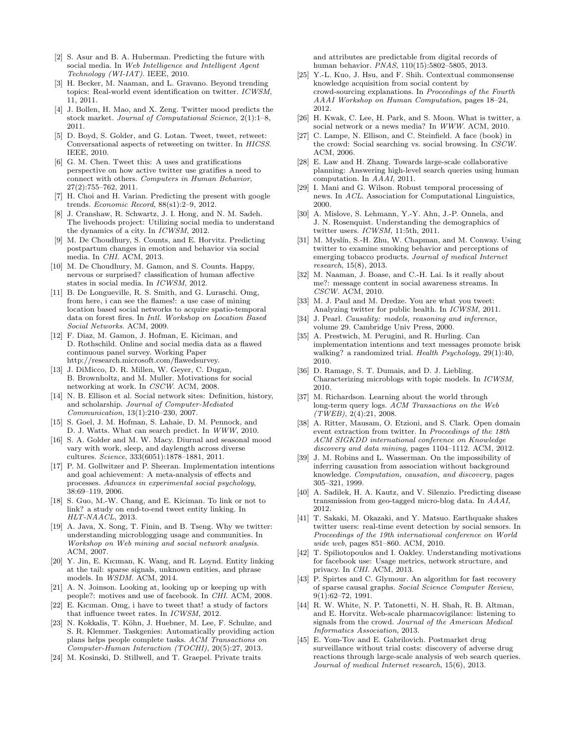[2] S. Asur and B. A. Huberman. Predicting the future with social media. In *Web Intelligence and Intelligent Agent Technology (WI-IAT)*. IEEE, 2010.

[3] H. Becker, M. Naaman, and L. Gravano. Beyond trending topics: Real-world event identification on twitter. *ICWSM*, 11, 2011.

[4] J. Bollen, H. Mao, and X. Zeng. Twitter mood predicts the stock market. *Journal of Computational Science*, 2(1):1–8, 2011.

[5] D. Boyd, S. Golder, and G. Lotan. Tweet, tweet, retweet: Conversational aspects of retweeting on twitter. In *HICSS*. IEEE, 2010.

[6] G. M. Chen. Tweet this: A uses and gratifications perspective on how active twitter use gratifies a need to connect with others. *Computers in Human Behavior*, 27(2):755–762, 2011.

[7] H. Choi and H. Varian. Predicting the present with google trends. *Economic Record*, 88(s1):2–9, 2012.

[8] J. Cranshaw, R. Schwartz, J. I. Hong, and N. M. Sadeh. The livehoods project: Utilizing social media to understand the dynamics of a city. In *ICWSM*, 2012.

[9] M. De Choudhury, S. Counts, and E. Horvitz. Predicting postpartum changes in emotion and behavior via social media. In *CHI*. ACM, 2013.

[10] M. De Choudhury, M. Gamon, and S. Counts. Happy, nervous or surprised? classification of human affective states in social media. In *ICWSM*, 2012.

[11] B. De Longueville, R. S. Smith, and G. Luraschi. Omg, from here, i can see the flames!: a use case of mining location based social networks to acquire spatio-temporal data on forest fires. In *Intl. Workshop on Location Based Social Networks*. ACM, 2009.

[12] F. Diaz, M. Gamon, J. Hofman, E. Kiciman, and D. Rothschild. Online and social media data as a flawed continuous panel survey. Working Paper http://research.microsoft.com/flawedsurvey.

[13] J. DiMicco, D. R. Millen, W. Geyer, C. Dugan, B. Brownholtz, and M. Muller. Motivations for social networking at work. In *CSCW*. ACM, 2008.

[14] N. B. Ellison et al. Social network sites: Definition, history, and scholarship. *Journal of Computer-Mediated Communication*, 13(1):210–230, 2007.

[15] S. Goel, J. M. Hofman, S. Lahaie, D. M. Pennock, and D. J. Watts. What can search predict. In *WWW*, 2010.

[16] S. A. Golder and M. W. Macy. Diurnal and seasonal mood vary with work, sleep, and daylength across diverse cultures. *Science*, 333(6051):1878–1881, 2011.

[17] P. M. Gollwitzer and P. Sheeran. Implementation intentions and goal achievement: A meta-analysis of effects and processes. *Advances in experimental social psychology*, 38:69–119, 2006.

[18] S. Guo, M.-W. Chang, and E. Kiciman. To link or not to link? a study on end-to-end tweet entity linking. In *HLT-NAACL*, 2013.

[19] A. Java, X. Song, T. Finin, and B. Tseng. Why we twitter: understanding microblogging usage and communities. In *Workshop on Web mining and social network analysis*. ACM, 2007.

[20] Y. Jin, E. Kıcıman, K. Wang, and R. Loynd. Entity linking at the tail: sparse signals, unknown entities, and phrase models. In *WSDM*. ACM, 2014.

[21] A. N. Joinson. Looking at, looking up or keeping up with people?: motives and use of facebook. In *CHI*. ACM, 2008.

[22] E. Kıcıman. Omg, i have to tweet that! a study of factors that influence tweet rates. In *ICWSM*, 2012.

[23] N. Kokkalis, T. Köhn, J. Huebner, M. Lee, F. Schulze, and S. R. Klemmer. Taskgenies: Automatically providing action plans helps people complete tasks. *ACM Transactions on Computer-Human Interaction (TOCHI)*, 20(5):27, 2013.

[24] M. Kosinski, D. Stillwell, and T. Graepel. Private traits and attributes are predictable from digital records of human behavior. *PNAS*, 110(15):5802–5805, 2013.

[25] Y.-L. Kuo, J. Hsu, and F. Shih. Contextual commonsense knowledge acquisition from social content by crowd-sourcing explanations. In *Proceedings of the Fourth AAAI Workshop on Human Computation*, pages 18–24, 2012.

[26] H. Kwak, C. Lee, H. Park, and S. Moon. What is twitter, a social network or a news media? In *WWW*. ACM, 2010.

[27] C. Lampe, N. Ellison, and C. Steinfield. A face (book) in the crowd: Social searching vs. social browsing. In *CSCW*. ACM, 2006.

[28] E. Law and H. Zhang. Towards large-scale collaborative planning: Answering high-level search queries using human computation. In *AAAI*, 2011.

[29] I. Mani and G. Wilson. Robust temporal processing of news. In *ACL*. Association for Computational Linguistics, 2000.

[30] A. Mislove, S. Lehmann, Y.-Y. Ahn, J.-P. Onnela, and J. N. Rosenquist. Understanding the demographics of twitter users. *ICWSM*, 11:5th, 2011.

[31] M. Myslín, S.-H. Zhu, W. Chapman, and M. Conway. Using twitter to examine smoking behavior and perceptions of emerging tobacco products. *Journal of medical Internet research*, 15(8), 2013.

[32] M. Naaman, J. Boase, and C.-H. Lai. Is it really about me?: message content in social awareness streams. In *CSCW*. ACM, 2010.

[33] M. J. Paul and M. Dredze. You are what you tweet: Analyzing twitter for public health. In *ICWSM*, 2011.

[34] J. Pearl. *Causality: models, reasoning and inference*, volume 29. Cambridge Univ Press, 2000.

[35] A. Prestwich, M. Perugini, and R. Hurling. Can implementation intentions and text messages promote brisk walking? a randomized trial. *Health Psychology*, 29(1):40, 2010.

[36] D. Ramage, S. T. Dumais, and D. J. Liebling. Characterizing microblogs with topic models. In *ICWSM*, 2010.

[37] M. Richardson. Learning about the world through long-term query logs. *ACM Transactions on the Web (TWEB)*, 2(4):21, 2008.

[38] A. Ritter, Mausam, O. Etzioni, and S. Clark. Open domain event extraction from twitter. In *Proceedings of the 18th ACM SIGKDD international conference on Knowledge discovery and data mining*, pages 1104–1112. ACM, 2012.

[39] J. M. Robins and L. Wasserman. On the impossibility of inferring causation from association without background knowledge. *Computation, causation, and discovery*, pages 305–321, 1999.

[40] A. Sadilek, H. A. Kautz, and V. Silenzio. Predicting disease transmission from geo-tagged micro-blog data. In *AAAI*, 2012.

[41] T. Sakaki, M. Okazaki, and Y. Matsuo. Earthquake shakes twitter users: real-time event detection by social sensors. In *Proceedings of the 19th international conference on World wide web*, pages 851–860. ACM, 2010.

[42] T. Spiliotopoulos and I. Oakley. Understanding motivations for facebook use: Usage metrics, network structure, and privacy. In *CHI*. ACM, 2013.

[43] P. Spirtes and C. Glymour. An algorithm for fast recovery of sparse causal graphs. *Social Science Computer Review*, 9(1):62–72, 1991.

[44] R. W. White, N. P. Tatonetti, N. H. Shah, R. B. Altman, and E. Horvitz. Web-scale pharmacovigilance: listening to signals from the crowd. *Journal of the American Medical Informatics Association*, 2013.

[45] E. Yom-Tov and E. Gabrilovich. Postmarket drug surveillance without trial costs: discovery of adverse drug reactions through large-scale analysis of web search queries. *Journal of medical Internet research*, 15(6), 2013.